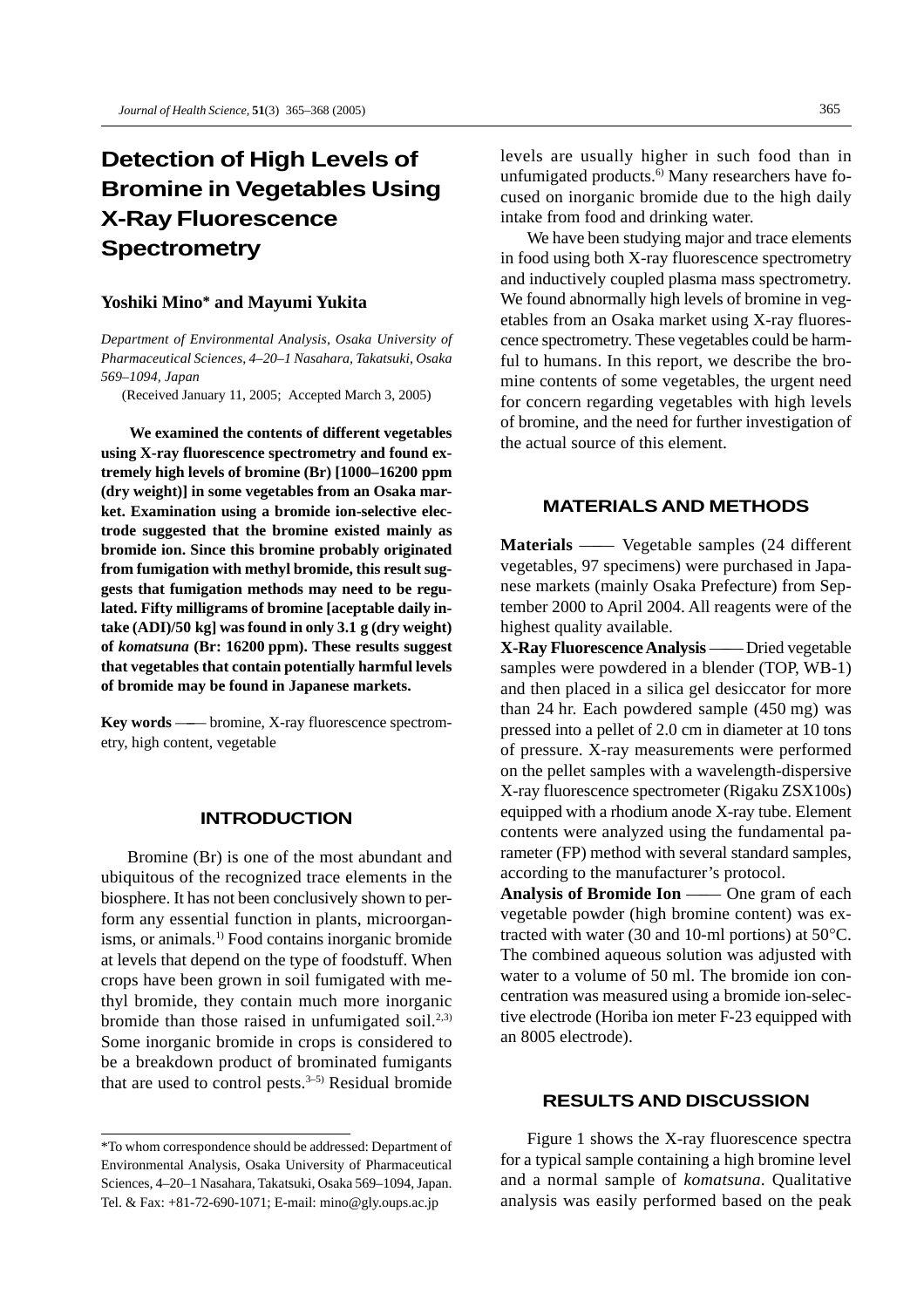# Detection of High Levels of Bromine in Vegetables Using X-Ray Fluorescence Spectrometry

**Yoshiki Mino\* and Mayumi Yukita**

*Department of Environmental Analysis, Osaka University of Pharmaceutical Sciences, 4–20–1 Nasahara, Takatsuki, Osaka 569–1094, Japan*

(Received January 11, 2005; Accepted March 3, 2005)

**We examined the contents of different vegetables using X-ray fluorescence spectrometry and found extremely high levels of bromine (Br) [1000–16200 ppm (dry weight)] in some vegetables from an Osaka market. Examination using a bromide ion-selective electrode suggested that the bromine existed mainly as bromide ion. Since this bromine probably originated from fumigation with methyl bromide, this result suggests that fumigation methods may need to be regulated. Fifty milligrams of bromine [aceptable daily intake (ADI)/50 kg] was found in only 3.1 g (dry weight) of *komatsuna* (Br: 16200 ppm). These results suggest that vegetables that contain potentially harmful levels of bromide may be found in Japanese markets.**

**Key words** —— bromine, X-ray fluorescence spectrometry, high content, vegetable

## INTRODUCTION

Bromine (Br) is one of the most abundant and ubiquitous of the recognized trace elements in the biosphere. It has not been conclusively shown to perform any essential function in plants, microorganisms, or animals.[1] Food contains inorganic bromide at levels that depend on the type of foodstuff. When crops have been grown in soil fumigated with methyl bromide, they contain much more inorganic bromide than those raised in unfumigated soil.[2,3] Some inorganic bromide in crops is considered to be a breakdown product of brominated fumigants that are used to control pests.[3–5] Residual bromide levels are usually higher in such food than in unfumigated products.[6] Many researchers have focused on inorganic bromide due to the high daily intake from food and drinking water.

We have been studying major and trace elements in food using both X-ray fluorescence spectrometry and inductively coupled plasma mass spectrometry. We found abnormally high levels of bromine in vegetables from an Osaka market using X-ray fluorescence spectrometry. These vegetables could be harmful to humans. In this report, we describe the bromine contents of some vegetables, the urgent need for concern regarding vegetables with high levels of bromine, and the need for further investigation of the actual source of this element.

## MATERIALS AND METHODS

**Materials** —— Vegetable samples (24 different vegetables, 97 specimens) were purchased in Japanese markets (mainly Osaka Prefecture) from September 2000 to April 2004. All reagents were of the highest quality available.

**X-Ray Fluorescence Analysis** —— Dried vegetable samples were powdered in a blender (TOP, WB-1) and then placed in a silica gel desiccator for more than 24 hr. Each powdered sample (450 mg) was pressed into a pellet of 2.0 cm in diameter at 10 tons of pressure. X-ray measurements were performed on the pellet samples with a wavelength-dispersive X-ray fluorescence spectrometer (Rigaku ZSX100s) equipped with a rhodium anode X-ray tube. Element contents were analyzed using the fundamental parameter (FP) method with several standard samples, according to the manufacturer's protocol.

**Analysis of Bromide Ion** —— One gram of each vegetable powder (high bromine content) was extracted with water (30 and 10-ml portions) at 50°C. The combined aqueous solution was adjusted with water to a volume of 50 ml. The bromide ion concentration was measured using a bromide ion-selective electrode (Horiba ion meter F-23 equipped with an 8005 electrode).

## RESULTS AND DISCUSSION

Figure 1 shows the X-ray fluorescence spectra for a typical sample containing a high bromine level and a normal sample of *komatsuna*. Qualitative analysis was easily performed based on the peak

\*To whom correspondence should be addressed: Department of Environmental Analysis, Osaka University of Pharmaceutical Sciences, 4–20–1 Nasahara, Takatsuki, Osaka 569–1094, Japan. Tel. & Fax: +81-72-690-1071; E-mail: mino@gly.oups.ac.jp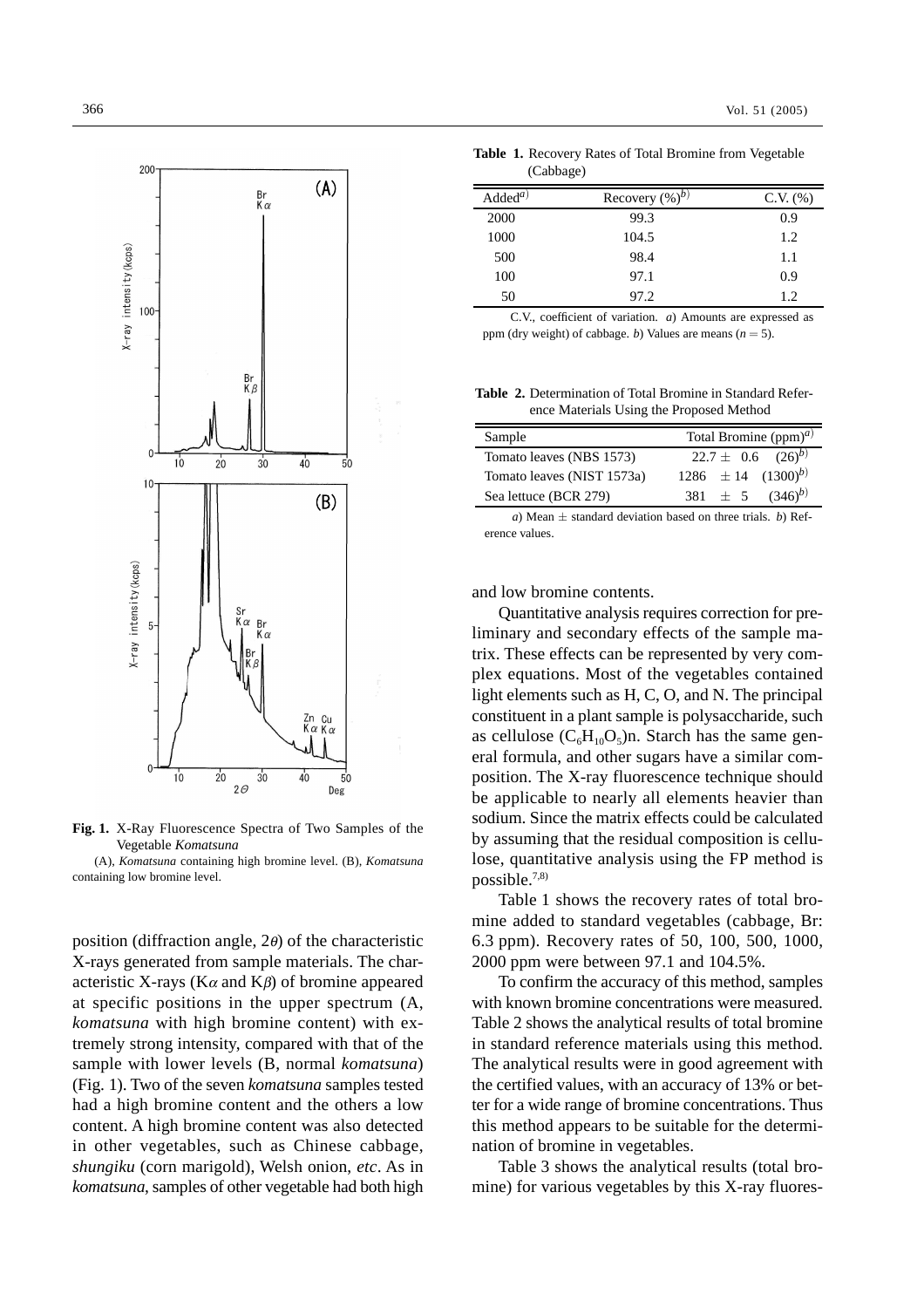**Fig. 1.** X-Ray Fluorescence Spectra of Two Samples of the Vegetable *Komatsuna*

(A), *Komatsuna* containing high bromine level. (B), *Komatsuna* containing low bromine level.

position (diffraction angle, $2\theta$) of the characteristic X-rays generated from sample materials. The characteristic X-rays ($K\alpha$ and $K\beta$) of bromine appeared at specific positions in the upper spectrum (A, *komatsuna* with high bromine content) with extremely strong intensity, compared with that of the sample with lower levels (B, normal *komatsuna*) (Fig. 1). Two of the seven *komatsuna* samples tested had a high bromine content and the others a low content. A high bromine content was also detected in other vegetables, such as Chinese cabbage, *shungiku* (corn marigold), Welsh onion, *etc*. As in *komatsuna*, samples of other vegetable had both high and low bromine contents.

**Table 1.** Recovery Rates of Total Bromine from Vegetable (Cabbage)

| Added[a] | Recovery (%)[b] | C.V. (%) |
|---|---|---|
| 2000 | 99.3 | 0.9 |
| 1000 | 104.5 | 1.2 |
| 500 | 98.4 | 1.1 |
| 100 | 97.1 | 0.9 |
| 50 | 97.2 | 1.2 |

C.V., coefficient of variation. *a*) Amounts are expressed as ppm (dry weight) of cabbage. *b*) Values are means ($n = 5$).

**Table 2.** Determination of Total Bromine in Standard Reference Materials Using the Proposed Method

| Sample | Total Bromine (ppm)[a] |
|---|---|
| Tomato leaves (NBS 1573) | $22.7 \pm 0.6$ (26)[b] |
| Tomato leaves (NIST 1573a) | $1286 \pm 14$ (1300)[b] |
| Sea lettuce (BCR 279) | $381 \pm 5$ (346)[b] |

*a*) Mean ± standard deviation based on three trials. *b*) Reference values.

Quantitative analysis requires correction for preliminary and secondary effects of the sample matrix. These effects can be represented by very complex equations. Most of the vegetables contained light elements such as H, C, O, and N. The principal constituent in a plant sample is polysaccharide, such as cellulose $(C_6H_{10}O_5)n$. Starch has the same general formula, and other sugars have a similar composition. The X-ray fluorescence technique should be applicable to nearly all elements heavier than sodium. Since the matrix effects could be calculated by assuming that the residual composition is cellulose, quantitative analysis using the FP method is possible.[7,8)]

Table 1 shows the recovery rates of total bromine added to standard vegetables (cabbage, Br: 6.3 ppm). Recovery rates of 50, 100, 500, 1000, 2000 ppm were between 97.1 and 104.5%.

To confirm the accuracy of this method, samples with known bromine concentrations were measured. Table 2 shows the analytical results of total bromine in standard reference materials using this method. The analytical results were in good agreement with the certified values, with an accuracy of 13% or better for a wide range of bromine concentrations. Thus this method appears to be suitable for the determination of bromine in vegetables.

Table 3 shows the analytical results (total bromine) for various vegetables by this X-ray fluores-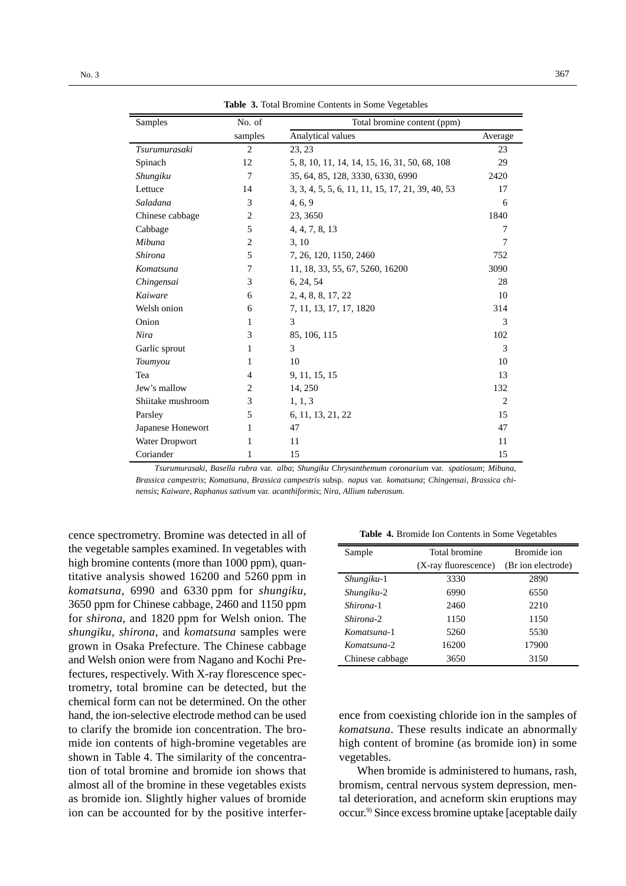**Table 3.** Total Bromine Contents in Some Vegetables

| Samples | No. of samples | Total bromine content (ppm) | |
|---|---|---|---|
| | | Analytical values | Average |
| *Tsurumurasaki* | 2 | 23, 23 | 23 |
| Spinach | 12 | 5, 8, 10, 11, 14, 14, 15, 16, 31, 50, 68, 108 | 29 |
| *Shungiku* | 7 | 35, 64, 85, 128, 3330, 6330, 6990 | 2420 |
| Lettuce | 14 | 3, 3, 4, 5, 5, 6, 11, 11, 15, 17, 21, 39, 40, 53 | 17 |
| *Saladana* | 3 | 4, 6, 9 | 6 |
| Chinese cabbage | 2 | 23, 3650 | 1840 |
| Cabbage | 5 | 4, 4, 7, 8, 13 | 7 |
| *Mibuna* | 2 | 3, 10 | 7 |
| *Shirona* | 5 | 7, 26, 120, 1150, 2460 | 752 |
| *Komatsuna* | 7 | 11, 18, 33, 55, 67, 5260, 16200 | 3090 |
| *Chingensai* | 3 | 6, 24, 54 | 28 |
| *Kaiware* | 6 | 2, 4, 8, 8, 17, 22 | 10 |
| Welsh onion | 6 | 7, 11, 13, 17, 17, 1820 | 314 |
| Onion | 1 | 3 | 3 |
| *Nira* | 3 | 85, 106, 115 | 102 |
| Garlic sprout | 1 | 3 | 3 |
| *Toumyou* | 1 | 10 | 10 |
| Tea | 4 | 9, 11, 15, 15 | 13 |
| Jew's mallow | 2 | 14, 250 | 132 |
| Shiitake mushroom | 3 | 1, 1, 3 | 2 |
| Parsley | 5 | 6, 11, 13, 21, 22 | 15 |
| Japanese Honewort | 1 | 47 | 47 |
| Water Dropwort | 1 | 11 | 11 |
| Coriander | 1 | 15 | 15 |

*Tsurumurasaki, Basella rubra* var. *alba*; *Shungiku Chrysanthemum coronarium* var. *spatiosum*; *Mibuna, Brassica campestris*; *Komatsuna, Brassica campestris* subsp. *napus* var. *komatsuna*; *Chingensai, Brassica chinensis*; *Kaiware, Raphanus sativum* var. *acanthiformis*; *Nira, Allium tuberosum*.

cence spectrometry. Bromine was detected in all of the vegetable samples examined. In vegetables with high bromine contents (more than 1000 ppm), quantitative analysis showed 16200 and 5260 ppm in *komatsuna*, 6990 and 6330 ppm for *shungiku*, 3650 ppm for Chinese cabbage, 2460 and 1150 ppm for *shirona*, and 1820 ppm for Welsh onion. The *shungiku*, *shirona*, and *komatsuna* samples were grown in Osaka Prefecture. The Chinese cabbage and Welsh onion were from Nagano and Kochi Prefectures, respectively. With X-ray florescence spectrometry, total bromine can be detected, but the chemical form can not be determined. On the other hand, the ion-selective electrode method can be used to clarify the bromide ion concentration. The bromide ion contents of high-bromine vegetables are shown in Table 4. The similarity of the concentration of total bromine and bromide ion shows that almost all of the bromine in these vegetables exists as bromide ion. Slightly higher values of bromide ion can be accounted for by the positive interference from coexisting chloride ion in the samples of *komatsuna*. These results indicate an abnormally high content of bromine (as bromide ion) in some vegetables.

**Table 4.** Bromide Ion Contents in Some Vegetables

| Sample | Total bromine (X-ray fluorescence) | Bromide ion (Br ion electrode) |
|---|---|---|
| *Shungiku*-1 | 3330 | 2890 |
| *Shungiku*-2 | 6990 | 6550 |
| *Shirona*-1 | 2460 | 2210 |
| *Shirona*-2 | 1150 | 1150 |
| *Komatsuna*-1 | 5260 | 5530 |
| *Komatsuna*-2 | 16200 | 17900 |
| Chinese cabbage | 3650 | 3150 |

When bromide is administered to humans, rash, bromism, central nervous system depression, mental deterioration, and acneform skin eruptions may occur.[9] Since excess bromine uptake [aceptable daily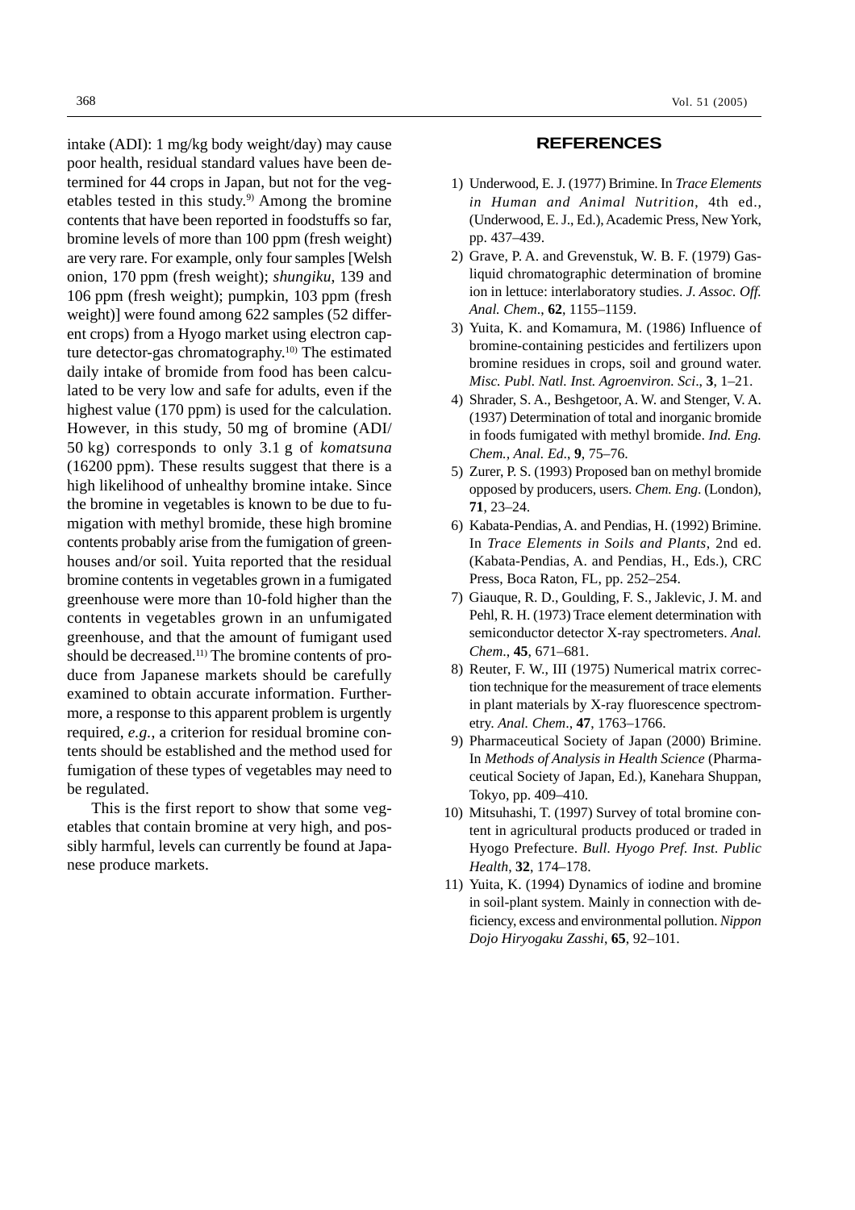intake (ADI): 1 mg/kg body weight/day) may cause poor health, residual standard values have been determined for 44 crops in Japan, but not for the vegetables tested in this study.[9] Among the bromine contents that have been reported in foodstuffs so far, bromine levels of more than 100 ppm (fresh weight) are very rare. For example, only four samples [Welsh onion, 170 ppm (fresh weight); *shungiku*, 139 and 106 ppm (fresh weight); pumpkin, 103 ppm (fresh weight)] were found among 622 samples (52 different crops) from a Hyogo market using electron capture detector-gas chromatography.[10] The estimated daily intake of bromide from food has been calculated to be very low and safe for adults, even if the highest value (170 ppm) is used for the calculation. However, in this study, 50 mg of bromine (ADI/50 kg) corresponds to only 3.1 g of *komatsuna* (16200 ppm). These results suggest that there is a high likelihood of unhealthy bromine intake. Since the bromine in vegetables is known to be due to fumigation with methyl bromide, these high bromine contents probably arise from the fumigation of greenhouses and/or soil. Yuita reported that the residual bromine contents in vegetables grown in a fumigated greenhouse were more than 10-fold higher than the contents in vegetables grown in an unfumigated greenhouse, and that the amount of fumigant used should be decreased.[11] The bromine contents of produce from Japanese markets should be carefully examined to obtain accurate information. Furthermore, a response to this apparent problem is urgently required, *e.g.*, a criterion for residual bromine contents should be established and the method used for fumigation of these types of vegetables may need to be regulated.

This is the first report to show that some vegetables that contain bromine at very high, and possibly harmful, levels can currently be found at Japanese produce markets.

## REFERENCES

1) Underwood, E. J. (1977) Brimine. In *Trace Elements in Human and Animal Nutrition*, 4th ed., (Underwood, E. J., Ed.), Academic Press, New York, pp. 437–439.
2) Grave, P. A. and Grevenstuk, W. B. F. (1979) Gas-liquid chromatographic determination of bromine ion in lettuce: interlaboratory studies. *J. Assoc. Off. Anal. Chem.*, **62**, 1155–1159.
3) Yuita, K. and Komamura, M. (1986) Influence of bromine-containing pesticides and fertilizers upon bromine residues in crops, soil and ground water. *Misc. Publ. Natl. Inst. Agroenviron. Sci.*, **3**, 1–21.
4) Shrader, S. A., Beshgetoor, A. W. and Stenger, V. A. (1937) Determination of total and inorganic bromide in foods fumigated with methyl bromide. *Ind. Eng. Chem., Anal. Ed.*, **9**, 75–76.
5) Zurer, P. S. (1993) Proposed ban on methyl bromide opposed by producers, users. *Chem. Eng.* (London), **71**, 23–24.
6) Kabata-Pendias, A. and Pendias, H. (1992) Brimine. In *Trace Elements in Soils and Plants*, 2nd ed. (Kabata-Pendias, A. and Pendias, H., Eds.), CRC Press, Boca Raton, FL, pp. 252–254.
7) Giauque, R. D., Goulding, F. S., Jaklevic, J. M. and Pehl, R. H. (1973) Trace element determination with semiconductor detector X-ray spectrometers. *Anal. Chem.*, **45**, 671–681.
8) Reuter, F. W., III (1975) Numerical matrix correction technique for the measurement of trace elements in plant materials by X-ray fluorescence spectrometry. *Anal. Chem.*, **47**, 1763–1766.
9) Pharmaceutical Society of Japan (2000) Brimine. In *Methods of Analysis in Health Science* (Pharmaceutical Society of Japan, Ed.), Kanehara Shuppan, Tokyo, pp. 409–410.
10) Mitsuhashi, T. (1997) Survey of total bromine content in agricultural products produced or traded in Hyogo Prefecture. *Bull. Hyogo Pref. Inst. Public Health*, **32**, 174–178.
11) Yuita, K. (1994) Dynamics of iodine and bromine in soil-plant system. Mainly in connection with deficiency, excess and environmental pollution. *Nippon Dojo Hiryogaku Zasshi*, **65**, 92–101.